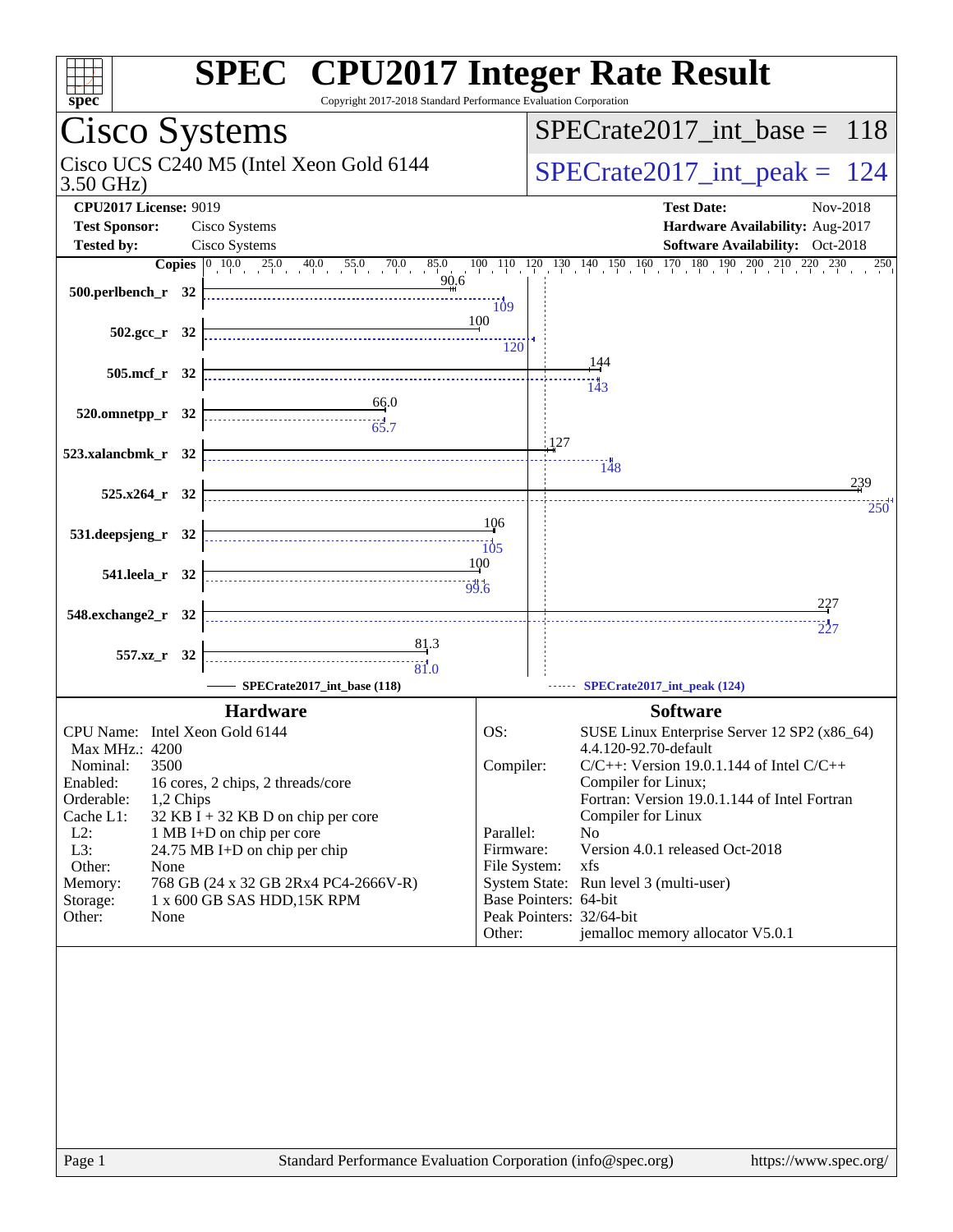# SPEC CPU2017 Integer Rate Result

Copyright 2017-2018 Standard Performance Evaluation Corporation

## Cisco Systems

Cisco UCS C240 M5 (Intel Xeon Gold 6144 3.50 GHz)

SPECrate2017_int_base = 118

SPECrate2017_int_peak = 124

| | | | |
|---|---|---|---|
| **CPU2017 License:** | 9019 | **Test Date:** | Nov-2018 |
| **Test Sponsor:** | Cisco Systems | **Hardware Availability:** | Aug-2017 |
| **Tested by:** | Cisco Systems | **Software Availability:** | Oct-2018 |

| Benchmark | Copies | SPECrate2017_int_base (118) | SPECrate2017_int_peak (124) |
|---|---|---|---|
| 500.perlbench_r | 32 | 90.6 | 109 |
| 502.gcc_r | 32 | 100 | 120 |
| 505.mcf_r | 32 | 144 | 143 |
| 520.omnetpp_r | 32 | 66.0 | 65.7 |
| 523.xalancbmk_r | 32 | 127 | 148 |
| 525.x264_r | 32 | 239 | 250 |
| 531.deepsjeng_r | 32 | 106 | 105 |
| 541.leela_r | 32 | 100 | 99.6 |
| 548.exchange2_r | 32 | 227 | 227 |
| 557.xz_r | 32 | 81.3 | 81.0 |

### Hardware

| | |
|---|---|
| CPU Name: | Intel Xeon Gold 6144 |
| Max MHz.: | 4200 |
| Nominal: | 3500 |
| Enabled: | 16 cores, 2 chips, 2 threads/core |
| Orderable: | 1,2 Chips |
| Cache L1: | 32 KB I + 32 KB D on chip per core |
| L2: | 1 MB I+D on chip per core |
| L3: | 24.75 MB I+D on chip per chip |
| Other: | None |
| Memory: | 768 GB (24 x 32 GB 2Rx4 PC4-2666V-R) |
| Storage: | 1 x 600 GB SAS HDD,15K RPM |
| Other: | None |

### Software

| | |
|---|---|
| OS: | SUSE Linux Enterprise Server 12 SP2 (x86_64) 4.4.120-92.70-default |
| Compiler: | C/C++: Version 19.0.1.144 of Intel C/C++ Compiler for Linux; Fortran: Version 19.0.1.144 of Intel Fortran Compiler for Linux |
| Parallel: | No |
| Firmware: | Version 4.0.1 released Oct-2018 |
| File System: | xfs |
| System State: | Run level 3 (multi-user) |
| Base Pointers: | 64-bit |
| Peak Pointers: | 32/64-bit |
| Other: | jemalloc memory allocator V5.0.1 |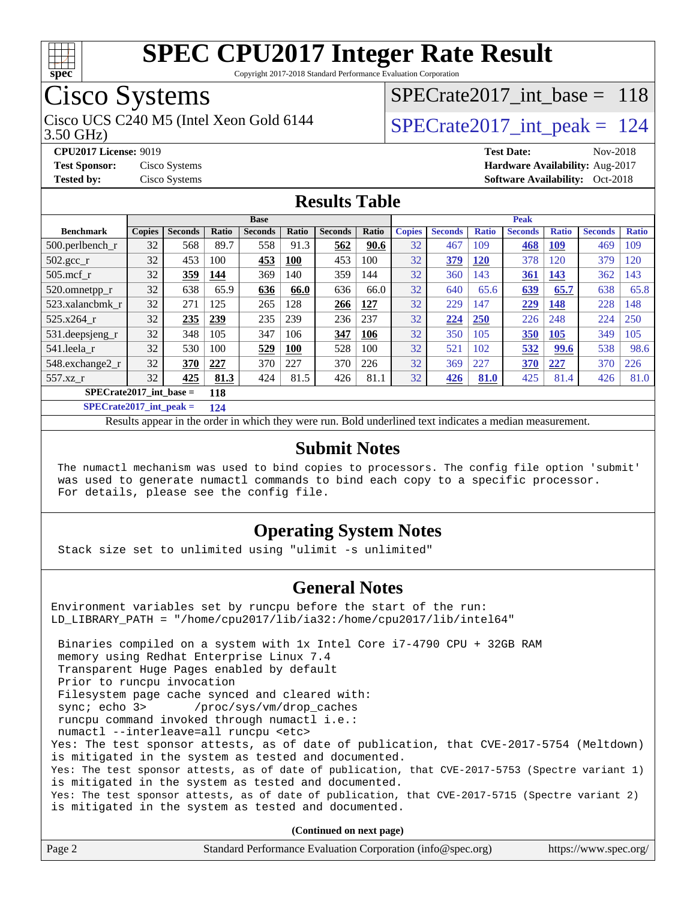# SPEC CPU2017 Integer Rate Result

Copyright 2017-2018 Standard Performance Evaluation Corporation

## Cisco Systems

Cisco UCS C240 M5 (Intel Xeon Gold 6144 3.50 GHz)

SPECrate2017_int_base = 118

SPECrate2017_int_peak = 124

**CPU2017 License:** 9019
**Test Sponsor:** Cisco Systems
**Tested by:** Cisco Systems

**Test Date:** Nov-2018
**Hardware Availability:** Aug-2017
**Software Availability:** Oct-2018

## Results Table

| Benchmark | Base | | | | | | | Peak | | | | | | |
|---|---|---|---|---|---|---|---|---|---|---|---|---|---|---|
| | Copies | Seconds | Ratio | Seconds | Ratio | Seconds | Ratio | Copies | Seconds | Ratio | Seconds | Ratio | Seconds | Ratio |
| 500.perlbench_r | 32 | 568 | 89.7 | 558 | 91.3 | **562** | **90.6** | 32 | 467 | 109 | **468** | **109** | 469 | 109 |
| 502.gcc_r | 32 | 453 | 100 | **453** | **100** | 453 | 100 | 32 | **379** | **120** | 378 | 120 | 379 | 120 |
| 505.mcf_r | 32 | **359** | **144** | 369 | 140 | 359 | 144 | 32 | 360 | 143 | **361** | **143** | 362 | 143 |
| 520.omnetpp_r | 32 | 638 | 65.9 | **636** | **66.0** | 636 | 66.0 | 32 | 640 | 65.6 | **639** | **65.7** | 638 | 65.8 |
| 523.xalancbmk_r | 32 | 271 | 125 | 265 | 128 | **266** | **127** | 32 | 229 | 147 | **229** | **148** | 228 | 148 |
| 525.x264_r | 32 | **235** | **239** | 235 | 239 | 236 | 237 | 32 | **224** | **250** | 226 | 248 | 224 | 250 |
| 531.deepsjeng_r | 32 | 348 | 105 | 347 | 106 | **347** | **106** | 32 | 350 | 105 | **350** | **105** | 349 | 105 |
| 541.leela_r | 32 | 530 | 100 | **529** | **100** | 528 | 100 | 32 | 521 | 102 | **532** | **99.6** | 538 | 98.6 |
| 548.exchange2_r | 32 | **370** | **227** | 370 | 227 | 370 | 226 | 32 | 369 | 227 | **370** | **227** | 370 | 226 |
| 557.xz_r | 32 | **425** | **81.3** | 424 | 81.5 | 426 | 81.1 | 32 | **426** | **81.0** | 425 | 81.4 | 426 | 81.0 |

**SPECrate2017_int_base = 118**

**SPECrate2017_int_peak = 124**

Results appear in the order in which they were run. Bold underlined text indicates a median measurement.

## Submit Notes

```
The numactl mechanism was used to bind copies to processors. The config file option 'submit'
was used to generate numactl commands to bind each copy to a specific processor.
For details, please see the config file.
```

## Operating System Notes

```
Stack size set to unlimited using "ulimit -s unlimited"
```

## General Notes

```
Environment variables set by runcpu before the start of the run:
LD_LIBRARY_PATH = "/home/cpu2017/lib/ia32:/home/cpu2017/lib/intel64"

 Binaries compiled on a system with 1x Intel Core i7-4790 CPU + 32GB RAM
 memory using Redhat Enterprise Linux 7.4
 Transparent Huge Pages enabled by default
 Prior to runcpu invocation
 Filesystem page cache synced and cleared with:
 sync; echo 3>       /proc/sys/vm/drop_caches
 runcpu command invoked through numactl i.e.:
 numactl --interleave=all runcpu <etc>
Yes: The test sponsor attests, as of date of publication, that CVE-2017-5754 (Meltdown)
is mitigated in the system as tested and documented.
Yes: The test sponsor attests, as of date of publication, that CVE-2017-5753 (Spectre variant 1)
is mitigated in the system as tested and documented.
Yes: The test sponsor attests, as of date of publication, that CVE-2017-5715 (Spectre variant 2)
is mitigated in the system as tested and documented.
```

**(Continued on next page)**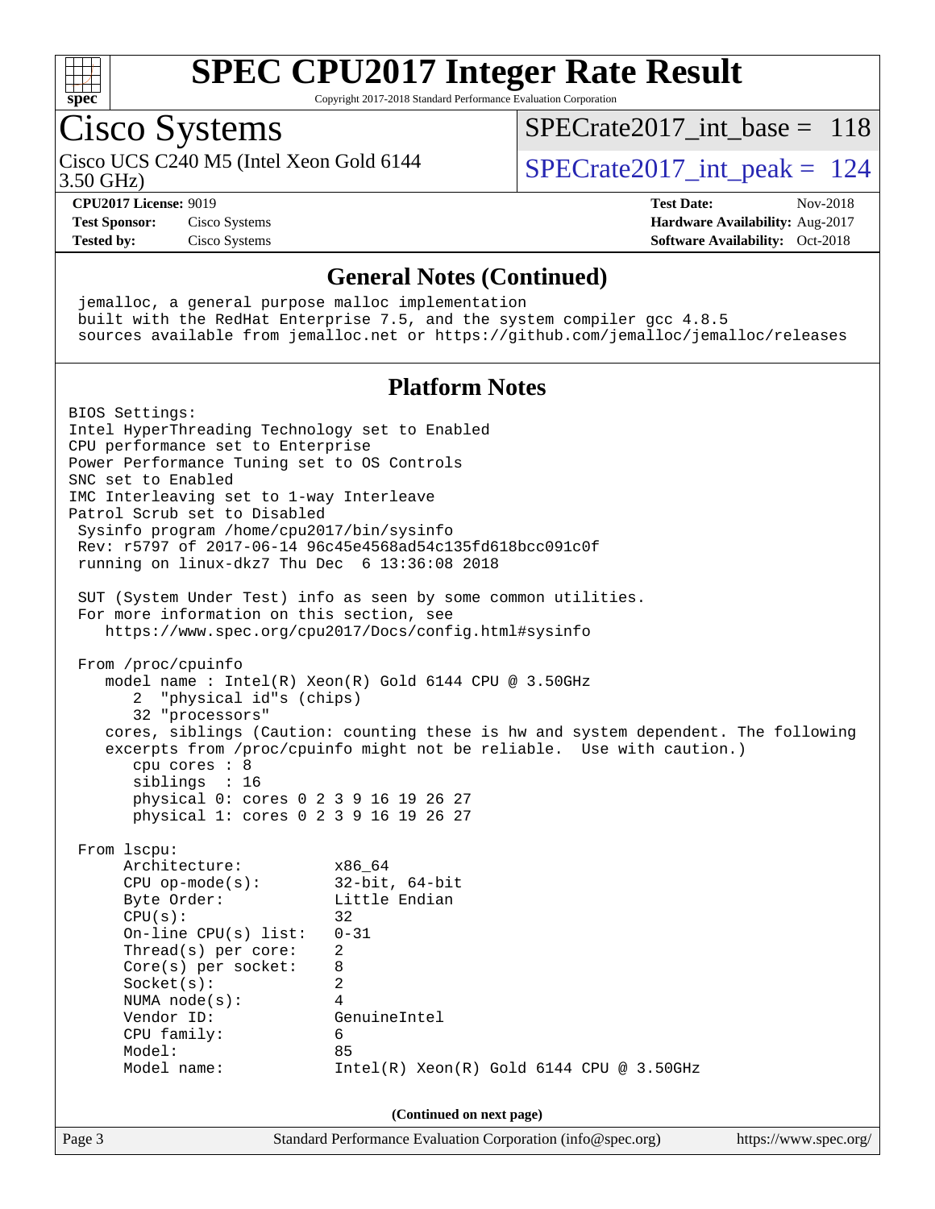# SPEC CPU2017 Integer Rate Result

Copyright 2017-2018 Standard Performance Evaluation Corporation

## Cisco Systems

Cisco UCS C240 M5 (Intel Xeon Gold 6144 3.50 GHz)

SPECrate2017_int_base = 118

SPECrate2017_int_peak = 124

**CPU2017 License:** 9019
**Test Sponsor:** Cisco Systems
**Tested by:** Cisco Systems

**Test Date:** Nov-2018
**Hardware Availability:** Aug-2017
**Software Availability:** Oct-2018

### General Notes (Continued)

```
jemalloc, a general purpose malloc implementation
built with the RedHat Enterprise 7.5, and the system compiler gcc 4.8.5
sources available from jemalloc.net or https://github.com/jemalloc/jemalloc/releases
```

### Platform Notes

```
BIOS Settings:
Intel HyperThreading Technology set to Enabled
CPU performance set to Enterprise
Power Performance Tuning set to OS Controls
SNC set to Enabled
IMC Interleaving set to 1-way Interleave
Patrol Scrub set to Disabled
 Sysinfo program /home/cpu2017/bin/sysinfo
 Rev: r5797 of 2017-06-14 96c45e4568ad54c135fd618bcc091c0f
 running on linux-dkz7 Thu Dec  6 13:36:08 2018

 SUT (System Under Test) info as seen by some common utilities.
 For more information on this section, see
    https://www.spec.org/cpu2017/Docs/config.html#sysinfo

 From /proc/cpuinfo
    model name : Intel(R) Xeon(R) Gold 6144 CPU @ 3.50GHz
       2  "physical id"s (chips)
       32 "processors"
    cores, siblings (Caution: counting these is hw and system dependent. The following
    excerpts from /proc/cpuinfo might not be reliable.  Use with caution.)
       cpu cores : 8
       siblings  : 16
       physical 0: cores 0 2 3 9 16 19 26 27
       physical 1: cores 0 2 3 9 16 19 26 27

 From lscpu:
      Architecture:          x86_64
      CPU op-mode(s):        32-bit, 64-bit
      Byte Order:            Little Endian
      CPU(s):                32
      On-line CPU(s) list:   0-31
      Thread(s) per core:    2
      Core(s) per socket:    8
      Socket(s):             2
      NUMA node(s):          4
      Vendor ID:             GenuineIntel
      CPU family:            6
      Model:                 85
      Model name:            Intel(R) Xeon(R) Gold 6144 CPU @ 3.50GHz
```

(Continued on next page)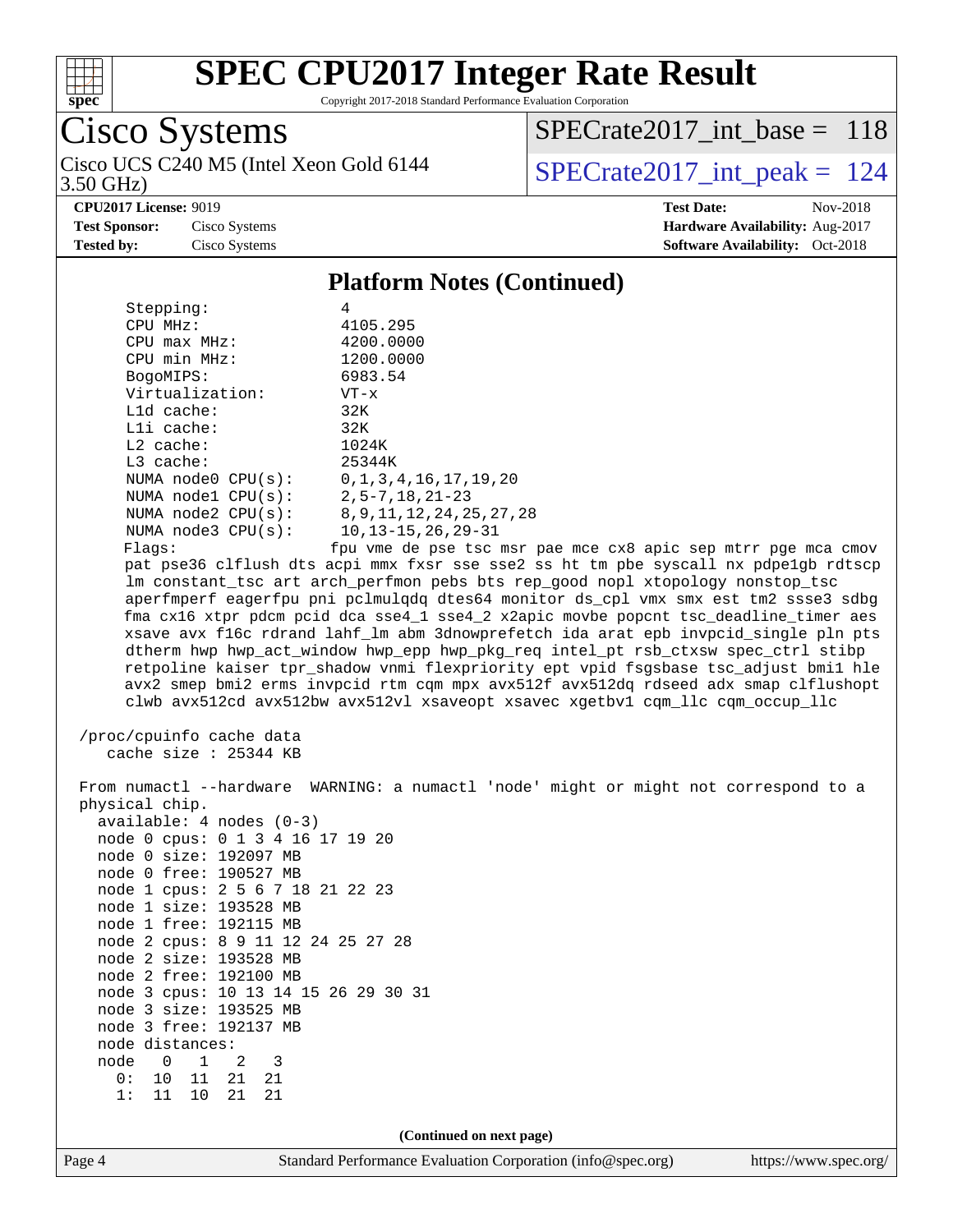## Platform Notes (Continued)

```
      Stepping:              4
      CPU MHz:               4105.295
      CPU max MHz:           4200.0000
      CPU min MHz:           1200.0000
      BogoMIPS:              6983.54
      Virtualization:        VT-x
      L1d cache:             32K
      L1i cache:             32K
      L2 cache:              1024K
      L3 cache:              25344K
      NUMA node0 CPU(s):     0,1,3,4,16,17,19,20
      NUMA node1 CPU(s):     2,5-7,18,21-23
      NUMA node2 CPU(s):     8,9,11,12,24,25,27,28
      NUMA node3 CPU(s):     10,13-15,26,29-31
      Flags:                 fpu vme de pse tsc msr pae mce cx8 apic sep mtrr pge mca cmov
      pat pse36 clflush dts acpi mmx fxsr sse sse2 ss ht tm pbe syscall nx pdpe1gb rdtscp
      lm constant_tsc art arch_perfmon pebs bts rep_good nopl xtopology nonstop_tsc
      aperfmperf eagerfpu pni pclmulqdq dtes64 monitor ds_cpl vmx smx est tm2 ssse3 sdbg
      fma cx16 xtpr pdcm pcid dca sse4_1 sse4_2 x2apic movbe popcnt tsc_deadline_timer aes
      xsave avx f16c rdrand lahf_lm abm 3dnowprefetch ida arat epb invpcid_single pln pts
      dtherm hwp hwp_act_window hwp_epp hwp_pkg_req intel_pt rsb_ctxsw spec_ctrl stibp
      retpoline kaiser tpr_shadow vnmi flexpriority ept vpid fsgsbase tsc_adjust bmi1 hle
      avx2 smep bmi2 erms invpcid rtm cqm mpx avx512f avx512dq rdseed adx smap clflushopt
      clwb avx512cd avx512bw avx512vl xsaveopt xsavec xgetbv1 cqm_llc cqm_occup_llc

  /proc/cpuinfo cache data
     cache size : 25344 KB

 From numactl --hardware  WARNING: a numactl 'node' might or might not correspond to a
 physical chip.
   available: 4 nodes (0-3)
   node 0 cpus: 0 1 3 4 16 17 19 20
   node 0 size: 192097 MB
   node 0 free: 190527 MB
   node 1 cpus: 2 5 6 7 18 21 22 23
   node 1 size: 193528 MB
   node 1 free: 192115 MB
   node 2 cpus: 8 9 11 12 24 25 27 28
   node 2 size: 193528 MB
   node 2 free: 192100 MB
   node 3 cpus: 10 13 14 15 26 29 30 31
   node 3 size: 193525 MB
   node 3 free: 192137 MB
   node distances:
   node   0   1   2   3
     0:  10  11  21  21
     1:  11  10  21  21
```

**(Continued on next page)**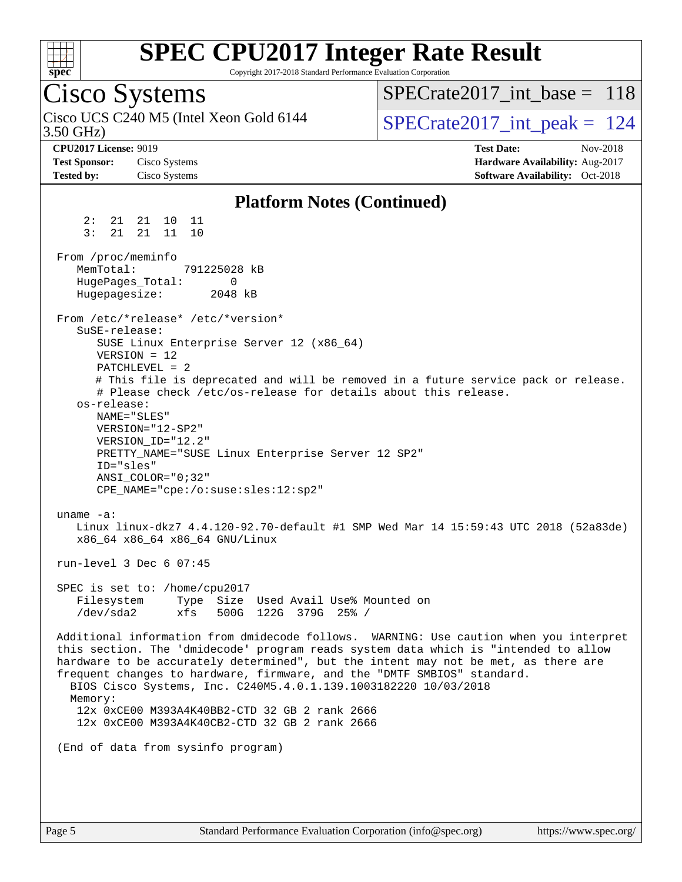# SPEC CPU2017 Integer Rate Result

Copyright 2017-2018 Standard Performance Evaluation Corporation

## Cisco Systems

Cisco UCS C240 M5 (Intel Xeon Gold 6144 3.50 GHz)

SPECrate2017_int_base = 118

SPECrate2017_int_peak = 124

**CPU2017 License:** 9019
**Test Sponsor:** Cisco Systems
**Tested by:** Cisco Systems

**Test Date:** Nov-2018
**Hardware Availability:** Aug-2017
**Software Availability:** Oct-2018

### Platform Notes (Continued)

```
     2:  21  21  10  11
     3:  21  21  11  10

 From /proc/meminfo
    MemTotal:       791225028 kB
    HugePages_Total:       0
    Hugepagesize:       2048 kB

 From /etc/*release* /etc/*version*
    SuSE-release:
       SUSE Linux Enterprise Server 12 (x86_64)
       VERSION = 12
       PATCHLEVEL = 2
       # This file is deprecated and will be removed in a future service pack or release.
       # Please check /etc/os-release for details about this release.
    os-release:
       NAME="SLES"
       VERSION="12-SP2"
       VERSION_ID="12.2"
       PRETTY_NAME="SUSE Linux Enterprise Server 12 SP2"
       ID="sles"
       ANSI_COLOR="0;32"
       CPE_NAME="cpe:/o:suse:sles:12:sp2"

 uname -a:
    Linux linux-dkz7 4.4.120-92.70-default #1 SMP Wed Mar 14 15:59:43 UTC 2018 (52a83de)
    x86_64 x86_64 x86_64 GNU/Linux

 run-level 3 Dec 6 07:45

 SPEC is set to: /home/cpu2017
    Filesystem     Type  Size  Used Avail Use% Mounted on
    /dev/sda2      xfs   500G  122G  379G  25% /

 Additional information from dmidecode follows.  WARNING: Use caution when you interpret
 this section. The 'dmidecode' program reads system data which is "intended to allow
 hardware to be accurately determined", but the intent may not be met, as there are
 frequent changes to hardware, firmware, and the "DMTF SMBIOS" standard.
   BIOS Cisco Systems, Inc. C240M5.4.0.1.139.1003182220 10/03/2018
   Memory:
     12x 0xCE00 M393A4K40BB2-CTD 32 GB 2 rank 2666
     12x 0xCE00 M393A4K40CB2-CTD 32 GB 2 rank 2666

 (End of data from sysinfo program)
```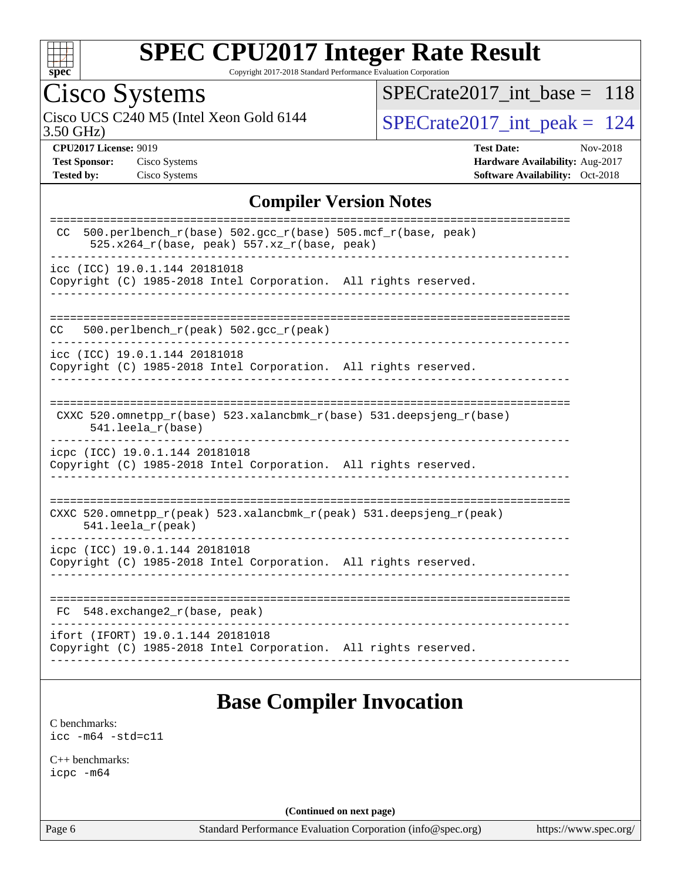# SPEC CPU2017 Integer Rate Result

Copyright 2017-2018 Standard Performance Evaluation Corporation

## Cisco Systems

Cisco UCS C240 M5 (Intel Xeon Gold 6144 3.50 GHz)

SPECrate2017_int_base = 118

SPECrate2017_int_peak = 124

**CPU2017 License:** 9019
**Test Sponsor:** Cisco Systems
**Tested by:** Cisco Systems

**Test Date:** Nov-2018
**Hardware Availability:** Aug-2017
**Software Availability:** Oct-2018

## Compiler Version Notes

```
==============================================================================
 CC  500.perlbench_r(base) 502.gcc_r(base) 505.mcf_r(base, peak)
      525.x264_r(base, peak) 557.xz_r(base, peak)
------------------------------------------------------------------------------
icc (ICC) 19.0.1.144 20181018
Copyright (C) 1985-2018 Intel Corporation.  All rights reserved.
------------------------------------------------------------------------------

==============================================================================
CC   500.perlbench_r(peak) 502.gcc_r(peak)
------------------------------------------------------------------------------
icc (ICC) 19.0.1.144 20181018
Copyright (C) 1985-2018 Intel Corporation.  All rights reserved.
------------------------------------------------------------------------------

==============================================================================
 CXXC 520.omnetpp_r(base) 523.xalancbmk_r(base) 531.deepsjeng_r(base)
      541.leela_r(base)
------------------------------------------------------------------------------
icpc (ICC) 19.0.1.144 20181018
Copyright (C) 1985-2018 Intel Corporation.  All rights reserved.
------------------------------------------------------------------------------

==============================================================================
CXXC 520.omnetpp_r(peak) 523.xalancbmk_r(peak) 531.deepsjeng_r(peak)
     541.leela_r(peak)
------------------------------------------------------------------------------
icpc (ICC) 19.0.1.144 20181018
Copyright (C) 1985-2018 Intel Corporation.  All rights reserved.
------------------------------------------------------------------------------

==============================================================================
 FC  548.exchange2_r(base, peak)
------------------------------------------------------------------------------
ifort (IFORT) 19.0.1.144 20181018
Copyright (C) 1985-2018 Intel Corporation.  All rights reserved.
------------------------------------------------------------------------------
```

## Base Compiler Invocation

C benchmarks:
icc -m64 -std=c11

C++ benchmarks:
icpc -m64

(Continued on next page)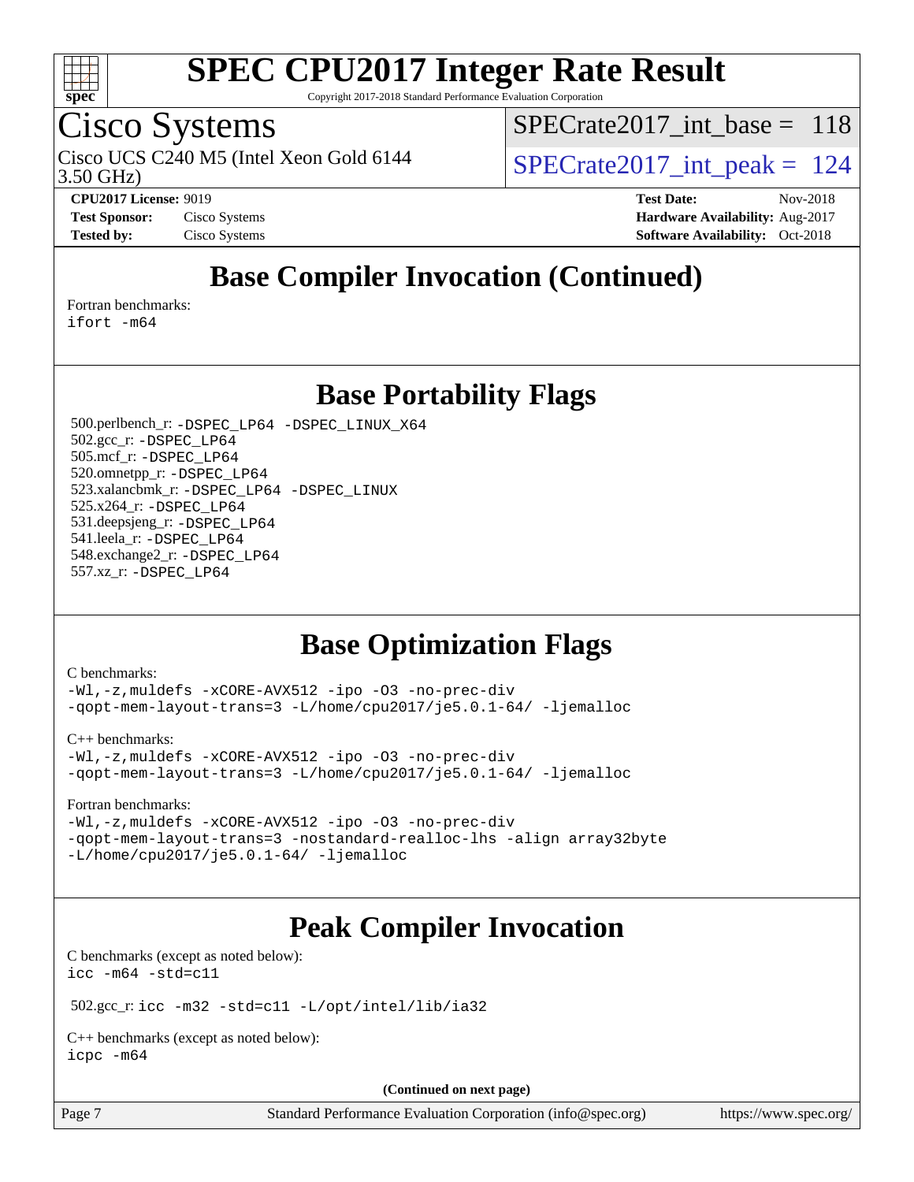# Base Compiler Invocation (Continued)

Fortran benchmarks:
```
ifort -m64
```

# Base Portability Flags

500.perlbench_r: `-DSPEC_LP64 -DSPEC_LINUX_X64`
502.gcc_r: `-DSPEC_LP64`
505.mcf_r: `-DSPEC_LP64`
520.omnetpp_r: `-DSPEC_LP64`
523.xalancbmk_r: `-DSPEC_LP64 -DSPEC_LINUX`
525.x264_r: `-DSPEC_LP64`
531.deepsjeng_r: `-DSPEC_LP64`
541.leela_r: `-DSPEC_LP64`
548.exchange2_r: `-DSPEC_LP64`
557.xz_r: `-DSPEC_LP64`

# Base Optimization Flags

C benchmarks:
```
-Wl,-z,muldefs -xCORE-AVX512 -ipo -O3 -no-prec-div
-qopt-mem-layout-trans=3 -L/home/cpu2017/je5.0.1-64/ -ljemalloc
```

C++ benchmarks:
```
-Wl,-z,muldefs -xCORE-AVX512 -ipo -O3 -no-prec-div
-qopt-mem-layout-trans=3 -L/home/cpu2017/je5.0.1-64/ -ljemalloc
```

Fortran benchmarks:
```
-Wl,-z,muldefs -xCORE-AVX512 -ipo -O3 -no-prec-div
-qopt-mem-layout-trans=3 -nostandard-realloc-lhs -align array32byte
-L/home/cpu2017/je5.0.1-64/ -ljemalloc
```

# Peak Compiler Invocation

C benchmarks (except as noted below):
```
icc -m64 -std=c11
```

502.gcc_r: `icc -m32 -std=c11 -L/opt/intel/lib/ia32`

C++ benchmarks (except as noted below):
```
icpc -m64
```

(Continued on next page)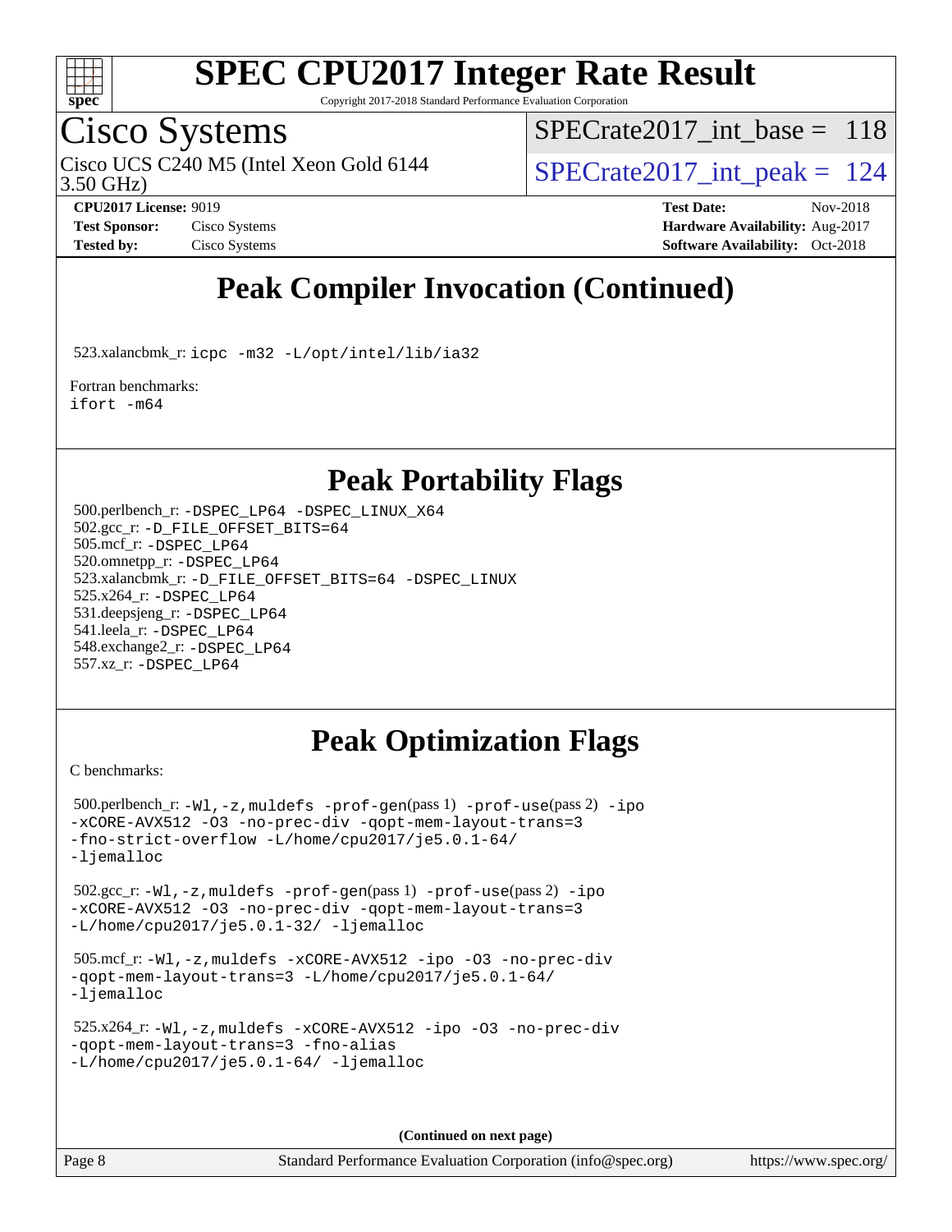# Peak Compiler Invocation (Continued)

523.xalancbmk_r: icpc -m32 -L/opt/intel/lib/ia32

Fortran benchmarks:
ifort -m64

# Peak Portability Flags

500.perlbench_r: -DSPEC_LP64 -DSPEC_LINUX_X64
502.gcc_r: -D_FILE_OFFSET_BITS=64
505.mcf_r: -DSPEC_LP64
520.omnetpp_r: -DSPEC_LP64
523.xalancbmk_r: -D_FILE_OFFSET_BITS=64 -DSPEC_LINUX
525.x264_r: -DSPEC_LP64
531.deepsjeng_r: -DSPEC_LP64
541.leela_r: -DSPEC_LP64
548.exchange2_r: -DSPEC_LP64
557.xz_r: -DSPEC_LP64

# Peak Optimization Flags

C benchmarks:

500.perlbench_r: -Wl,-z,muldefs -prof-gen(pass 1) -prof-use(pass 2) -ipo -xCORE-AVX512 -O3 -no-prec-div -qopt-mem-layout-trans=3 -fno-strict-overflow -L/home/cpu2017/je5.0.1-64/ -ljemalloc

502.gcc_r: -Wl,-z,muldefs -prof-gen(pass 1) -prof-use(pass 2) -ipo -xCORE-AVX512 -O3 -no-prec-div -qopt-mem-layout-trans=3 -L/home/cpu2017/je5.0.1-32/ -ljemalloc

505.mcf_r: -Wl,-z,muldefs -xCORE-AVX512 -ipo -O3 -no-prec-div -qopt-mem-layout-trans=3 -L/home/cpu2017/je5.0.1-64/ -ljemalloc

525.x264_r: -Wl,-z,muldefs -xCORE-AVX512 -ipo -O3 -no-prec-div -qopt-mem-layout-trans=3 -fno-alias -L/home/cpu2017/je5.0.1-64/ -ljemalloc

**(Continued on next page)**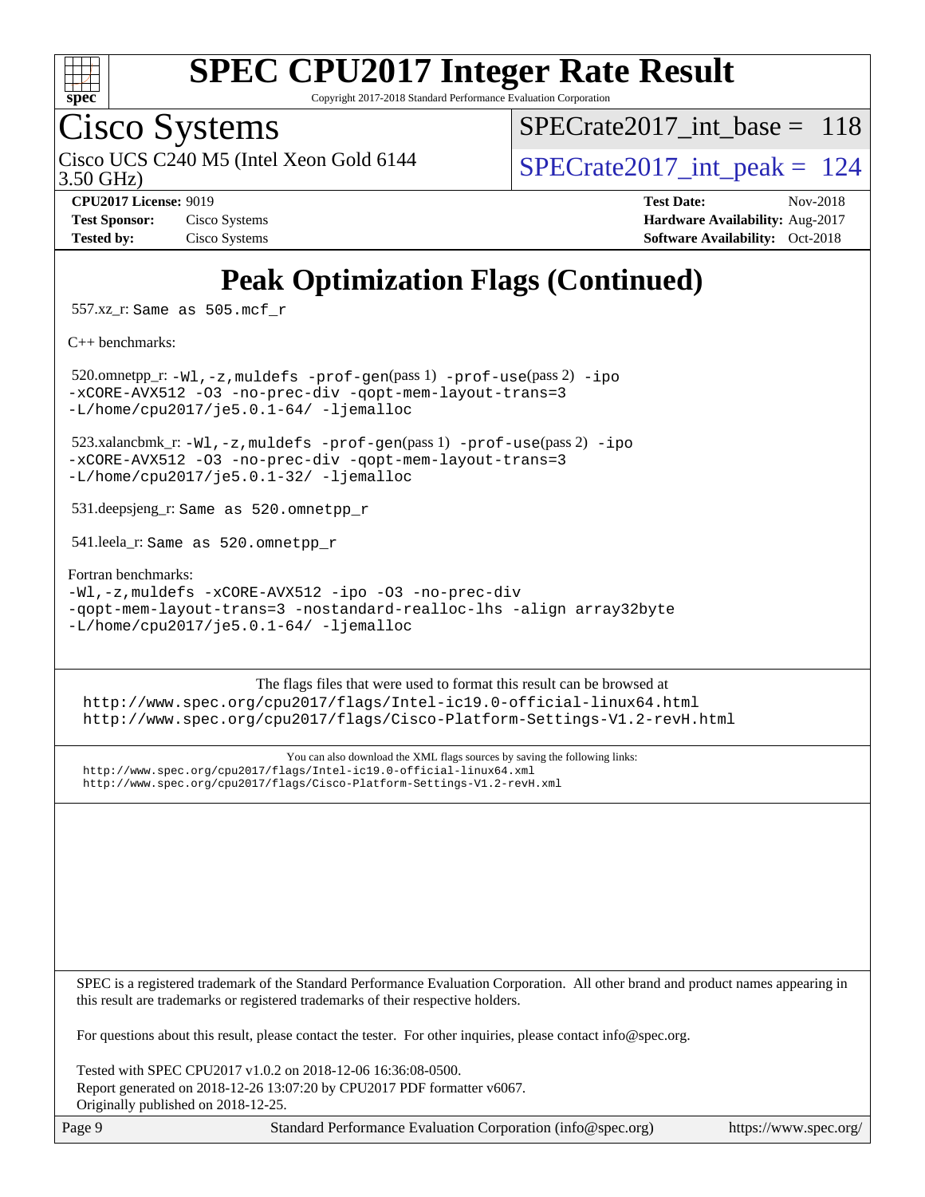# Peak Optimization Flags (Continued)

557.xz_r: Same as 505.mcf_r

C++ benchmarks:

520.omnetpp_r: -Wl,-z,muldefs -prof-gen(pass 1) -prof-use(pass 2) -ipo -xCORE-AVX512 -O3 -no-prec-div -qopt-mem-layout-trans=3 -L/home/cpu2017/je5.0.1-64/ -ljemalloc

523.xalancbmk_r: -Wl,-z,muldefs -prof-gen(pass 1) -prof-use(pass 2) -ipo -xCORE-AVX512 -O3 -no-prec-div -qopt-mem-layout-trans=3 -L/home/cpu2017/je5.0.1-32/ -ljemalloc

531.deepsjeng_r: Same as 520.omnetpp_r

541.leela_r: Same as 520.omnetpp_r

Fortran benchmarks:

-Wl,-z,muldefs -xCORE-AVX512 -ipo -O3 -no-prec-div -qopt-mem-layout-trans=3 -nostandard-realloc-lhs -align array32byte -L/home/cpu2017/je5.0.1-64/ -ljemalloc

The flags files that were used to format this result can be browsed at
http://www.spec.org/cpu2017/flags/Intel-ic19.0-official-linux64.html
http://www.spec.org/cpu2017/flags/Cisco-Platform-Settings-V1.2-revH.html

You can also download the XML flags sources by saving the following links:
http://www.spec.org/cpu2017/flags/Intel-ic19.0-official-linux64.xml
http://www.spec.org/cpu2017/flags/Cisco-Platform-Settings-V1.2-revH.xml

SPEC is a registered trademark of the Standard Performance Evaluation Corporation. All other brand and product names appearing in this result are trademarks or registered trademarks of their respective holders.

For questions about this result, please contact the tester. For other inquiries, please contact info@spec.org.

Tested with SPEC CPU2017 v1.0.2 on 2018-12-06 16:36:08-0500.
Report generated on 2018-12-26 13:07:20 by CPU2017 PDF formatter v6067.
Originally published on 2018-12-25.